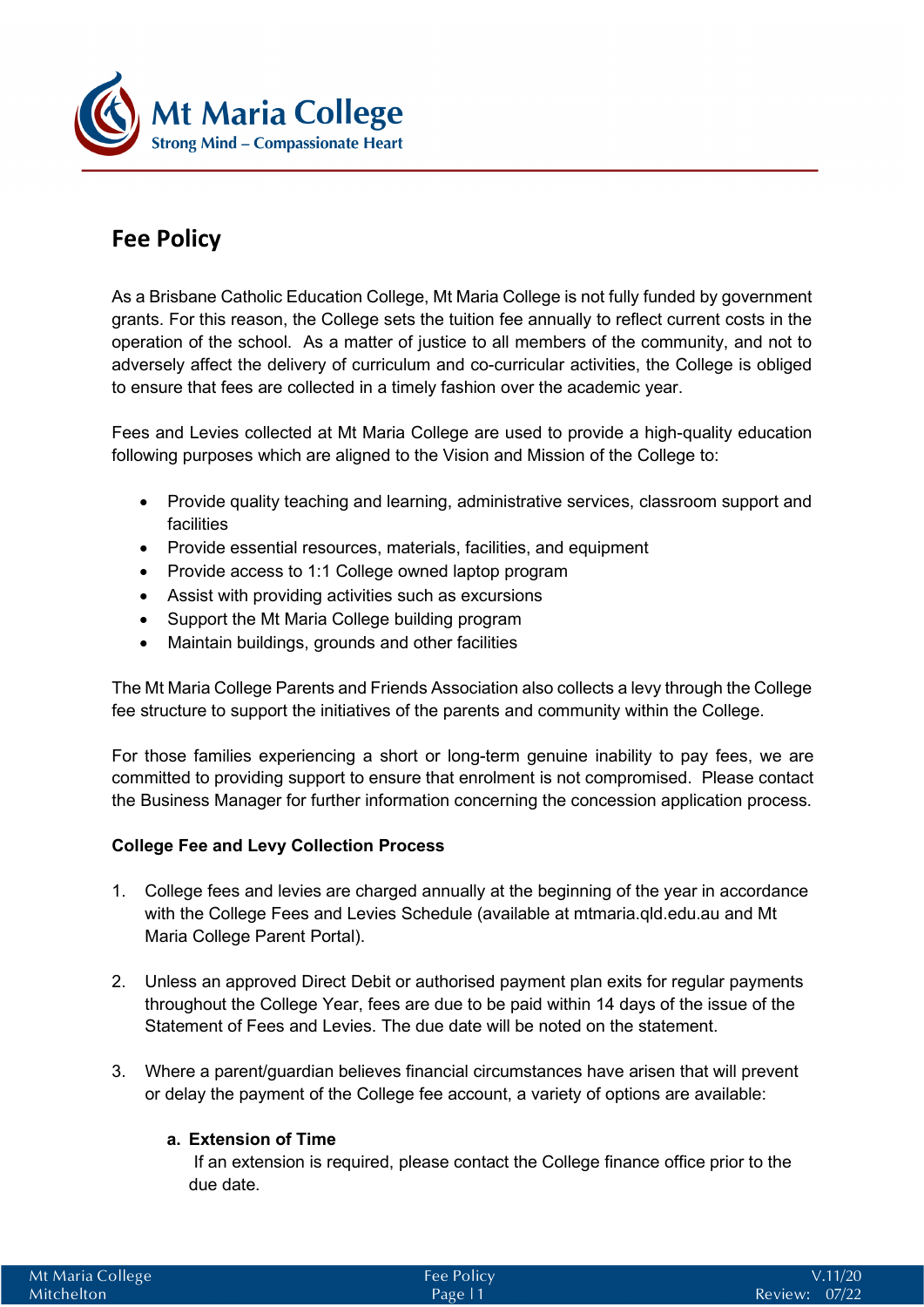Mt Maria College
Strong Mind – Compassionate Heart

# Fee Policy

As a Brisbane Catholic Education College, Mt Maria College is not fully funded by government grants. For this reason, the College sets the tuition fee annually to reflect current costs in the operation of the school. As a matter of justice to all members of the community, and not to adversely affect the delivery of curriculum and co-curricular activities, the College is obliged to ensure that fees are collected in a timely fashion over the academic year.

Fees and Levies collected at Mt Maria College are used to provide a high-quality education following purposes which are aligned to the Vision and Mission of the College to:

- Provide quality teaching and learning, administrative services, classroom support and facilities
- Provide essential resources, materials, facilities, and equipment
- Provide access to 1:1 College owned laptop program
- Assist with providing activities such as excursions
- Support the Mt Maria College building program
- Maintain buildings, grounds and other facilities

The Mt Maria College Parents and Friends Association also collects a levy through the College fee structure to support the initiatives of the parents and community within the College.

For those families experiencing a short or long-term genuine inability to pay fees, we are committed to providing support to ensure that enrolment is not compromised. Please contact the Business Manager for further information concerning the concession application process.

**College Fee and Levy Collection Process**

1. College fees and levies are charged annually at the beginning of the year in accordance with the College Fees and Levies Schedule (available at mtmaria.qld.edu.au and Mt Maria College Parent Portal).

2. Unless an approved Direct Debit or authorised payment plan exits for regular payments throughout the College Year, fees are due to be paid within 14 days of the issue of the Statement of Fees and Levies. The due date will be noted on the statement.

3. Where a parent/guardian believes financial circumstances have arisen that will prevent or delay the payment of the College fee account, a variety of options are available:

   a. **Extension of Time**
   If an extension is required, please contact the College finance office prior to the due date.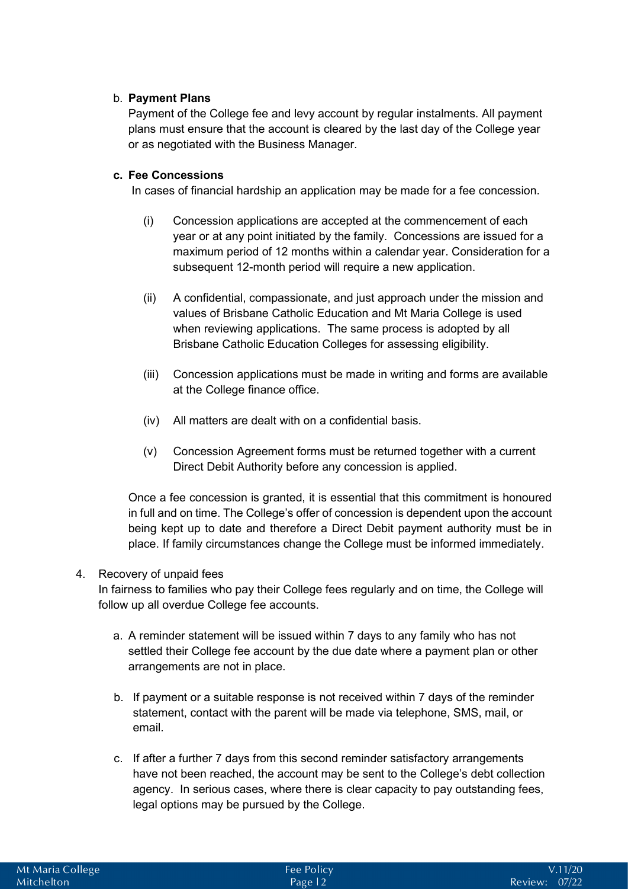b. **Payment Plans**
   Payment of the College fee and levy account by regular instalments. All payment plans must ensure that the account is cleared by the last day of the College year or as negotiated with the Business Manager.

c. **Fee Concessions**
   In cases of financial hardship an application may be made for a fee concession.

   (i) Concession applications are accepted at the commencement of each year or at any point initiated by the family. Concessions are issued for a maximum period of 12 months within a calendar year. Consideration for a subsequent 12-month period will require a new application.

   (ii) A confidential, compassionate, and just approach under the mission and values of Brisbane Catholic Education and Mt Maria College is used when reviewing applications. The same process is adopted by all Brisbane Catholic Education Colleges for assessing eligibility.

   (iii) Concession applications must be made in writing and forms are available at the College finance office.

   (iv) All matters are dealt with on a confidential basis.

   (v) Concession Agreement forms must be returned together with a current Direct Debit Authority before any concession is applied.

   Once a fee concession is granted, it is essential that this commitment is honoured in full and on time. The College's offer of concession is dependent upon the account being kept up to date and therefore a Direct Debit payment authority must be in place. If family circumstances change the College must be informed immediately.

4. Recovery of unpaid fees
   In fairness to families who pay their College fees regularly and on time, the College will follow up all overdue College fee accounts.

   a. A reminder statement will be issued within 7 days to any family who has not settled their College fee account by the due date where a payment plan or other arrangements are not in place.

   b. If payment or a suitable response is not received within 7 days of the reminder statement, contact with the parent will be made via telephone, SMS, mail, or email.

   c. If after a further 7 days from this second reminder satisfactory arrangements have not been reached, the account may be sent to the College's debt collection agency. In serious cases, where there is clear capacity to pay outstanding fees, legal options may be pursued by the College.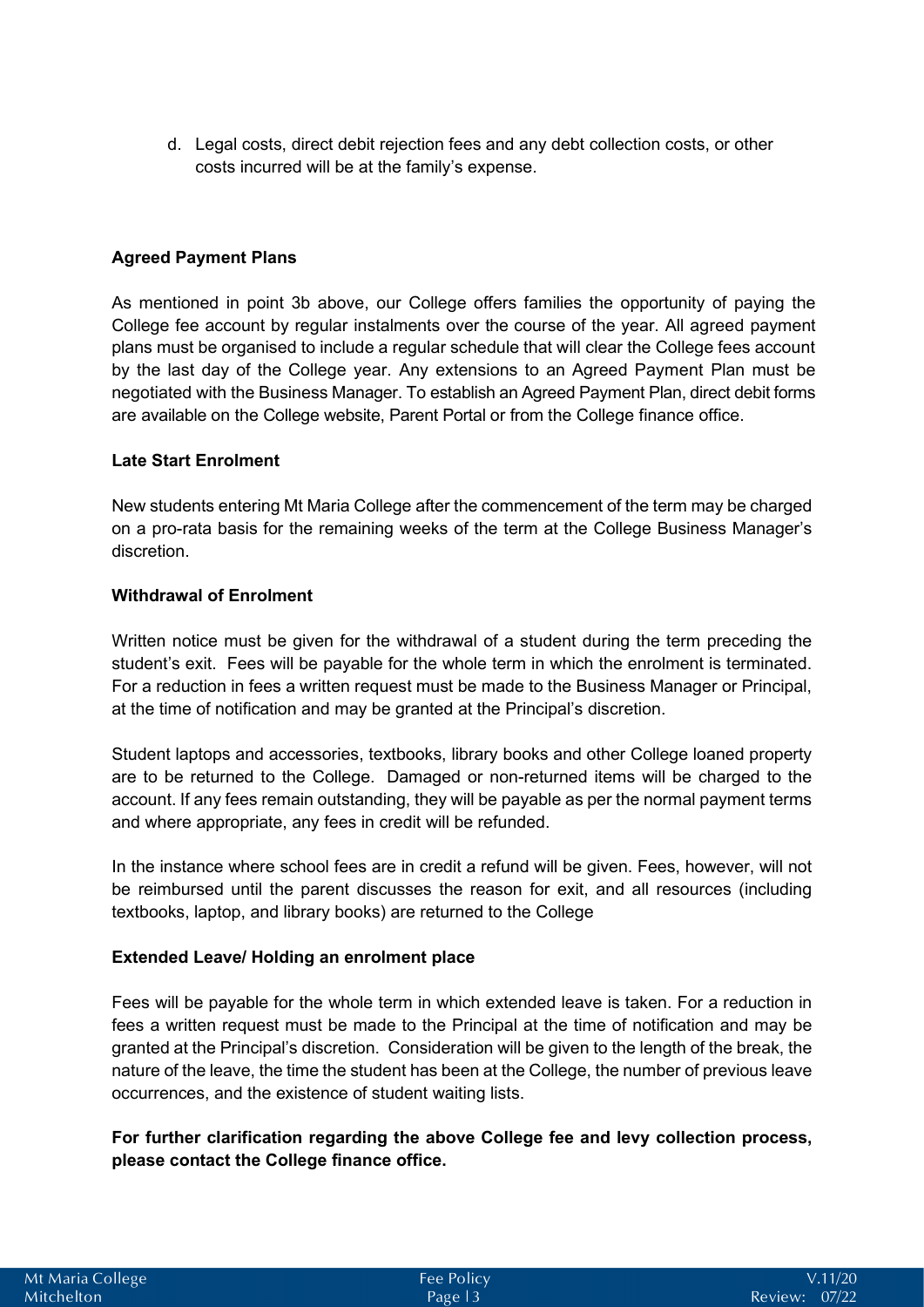d. Legal costs, direct debit rejection fees and any debt collection costs, or other costs incurred will be at the family's expense.

**Agreed Payment Plans**

As mentioned in point 3b above, our College offers families the opportunity of paying the College fee account by regular instalments over the course of the year. All agreed payment plans must be organised to include a regular schedule that will clear the College fees account by the last day of the College year. Any extensions to an Agreed Payment Plan must be negotiated with the Business Manager. To establish an Agreed Payment Plan, direct debit forms are available on the College website, Parent Portal or from the College finance office.

**Late Start Enrolment**

New students entering Mt Maria College after the commencement of the term may be charged on a pro-rata basis for the remaining weeks of the term at the College Business Manager's discretion.

**Withdrawal of Enrolment**

Written notice must be given for the withdrawal of a student during the term preceding the student's exit. Fees will be payable for the whole term in which the enrolment is terminated. For a reduction in fees a written request must be made to the Business Manager or Principal, at the time of notification and may be granted at the Principal's discretion.

Student laptops and accessories, textbooks, library books and other College loaned property are to be returned to the College. Damaged or non-returned items will be charged to the account. If any fees remain outstanding, they will be payable as per the normal payment terms and where appropriate, any fees in credit will be refunded.

In the instance where school fees are in credit a refund will be given. Fees, however, will not be reimbursed until the parent discusses the reason for exit, and all resources (including textbooks, laptop, and library books) are returned to the College

**Extended Leave/ Holding an enrolment place**

Fees will be payable for the whole term in which extended leave is taken. For a reduction in fees a written request must be made to the Principal at the time of notification and may be granted at the Principal's discretion. Consideration will be given to the length of the break, the nature of the leave, the time the student has been at the College, the number of previous leave occurrences, and the existence of student waiting lists.

**For further clarification regarding the above College fee and levy collection process, please contact the College finance office.**